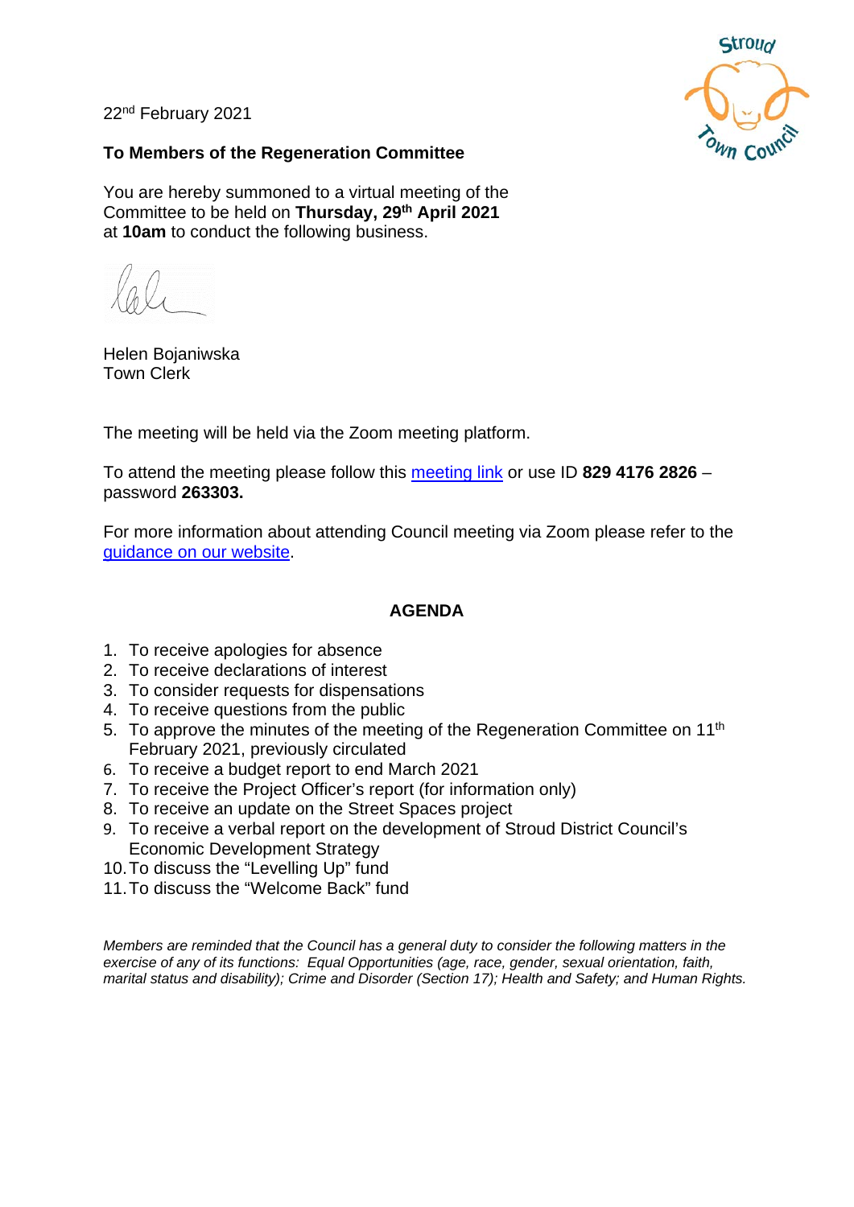22nd February 2021

**To Members of the Regeneration Committee**

You are hereby summoned to a virtual meeting of the Committee to be held on **Thursday, 29th April 2021** at **10am** to conduct the following business.

Helen Bojaniwska
Town Clerk

The meeting will be held via the Zoom meeting platform.

To attend the meeting please follow this meeting link or use ID **829 4176 2826** – password **263303.**

For more information about attending Council meeting via Zoom please refer to the guidance on our website.

## AGENDA

1. To receive apologies for absence
2. To receive declarations of interest
3. To consider requests for dispensations
4. To receive questions from the public
5. To approve the minutes of the meeting of the Regeneration Committee on 11th February 2021, previously circulated
6. To receive a budget report to end March 2021
7. To receive the Project Officer's report (for information only)
8. To receive an update on the Street Spaces project
9. To receive a verbal report on the development of Stroud District Council's Economic Development Strategy
10. To discuss the "Levelling Up" fund
11. To discuss the "Welcome Back" fund

*Members are reminded that the Council has a general duty to consider the following matters in the exercise of any of its functions: Equal Opportunities (age, race, gender, sexual orientation, faith, marital status and disability); Crime and Disorder (Section 17); Health and Safety; and Human Rights.*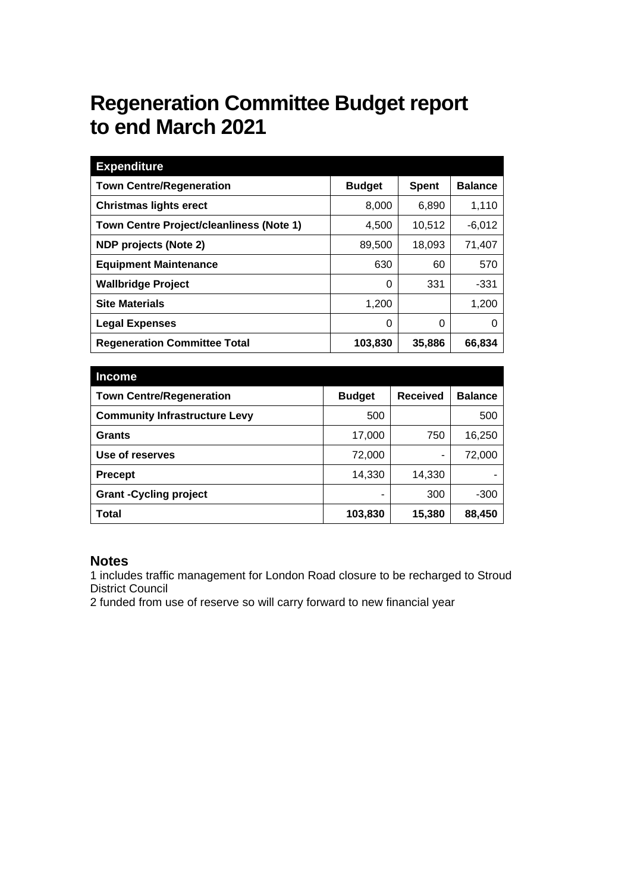# Regeneration Committee Budget report to end March 2021

| **Expenditure** | | | |
|---|---|---|---|
| **Town Centre/Regeneration** | **Budget** | **Spent** | **Balance** |
| **Christmas lights erect** | 8,000 | 6,890 | 1,110 |
| **Town Centre Project/cleanliness (Note 1)** | 4,500 | 10,512 | -6,012 |
| **NDP projects (Note 2)** | 89,500 | 18,093 | 71,407 |
| **Equipment Maintenance** | 630 | 60 | 570 |
| **Wallbridge Project** | 0 | 331 | -331 |
| **Site Materials** | 1,200 | | 1,200 |
| **Legal Expenses** | 0 | 0 | 0 |
| **Regeneration Committee Total** | **103,830** | **35,886** | **66,834** |

| **Income** | | | |
|---|---|---|---|
| **Town Centre/Regeneration** | **Budget** | **Received** | **Balance** |
| **Community Infrastructure Levy** | 500 | | 500 |
| **Grants** | 17,000 | 750 | 16,250 |
| **Use of reserves** | 72,000 | - | 72,000 |
| **Precept** | 14,330 | 14,330 | - |
| **Grant -Cycling project** | - | 300 | -300 |
| **Total** | **103,830** | **15,380** | **88,450** |

## Notes

1 includes traffic management for London Road closure to be recharged to Stroud District Council

2 funded from use of reserve so will carry forward to new financial year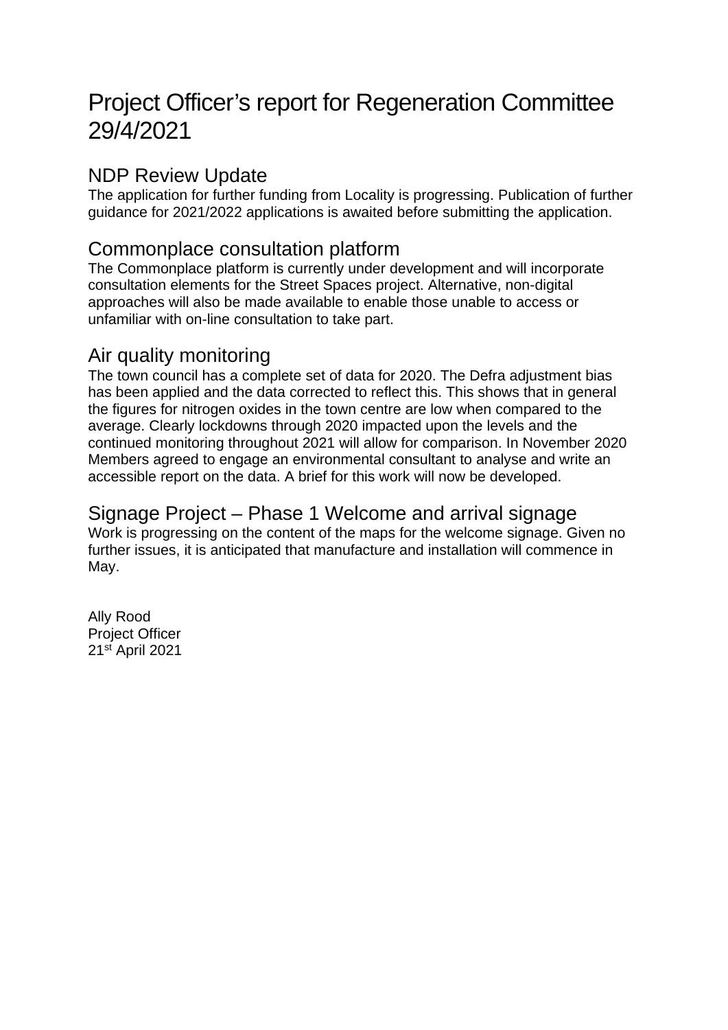# Project Officer's report for Regeneration Committee 29/4/2021

## NDP Review Update

The application for further funding from Locality is progressing. Publication of further guidance for 2021/2022 applications is awaited before submitting the application.

## Commonplace consultation platform

The Commonplace platform is currently under development and will incorporate consultation elements for the Street Spaces project. Alternative, non-digital approaches will also be made available to enable those unable to access or unfamiliar with on-line consultation to take part.

## Air quality monitoring

The town council has a complete set of data for 2020. The Defra adjustment bias has been applied and the data corrected to reflect this. This shows that in general the figures for nitrogen oxides in the town centre are low when compared to the average. Clearly lockdowns through 2020 impacted upon the levels and the continued monitoring throughout 2021 will allow for comparison. In November 2020 Members agreed to engage an environmental consultant to analyse and write an accessible report on the data. A brief for this work will now be developed.

## Signage Project – Phase 1 Welcome and arrival signage

Work is progressing on the content of the maps for the welcome signage. Given no further issues, it is anticipated that manufacture and installation will commence in May.

Ally Rood  
Project Officer  
21st April 2021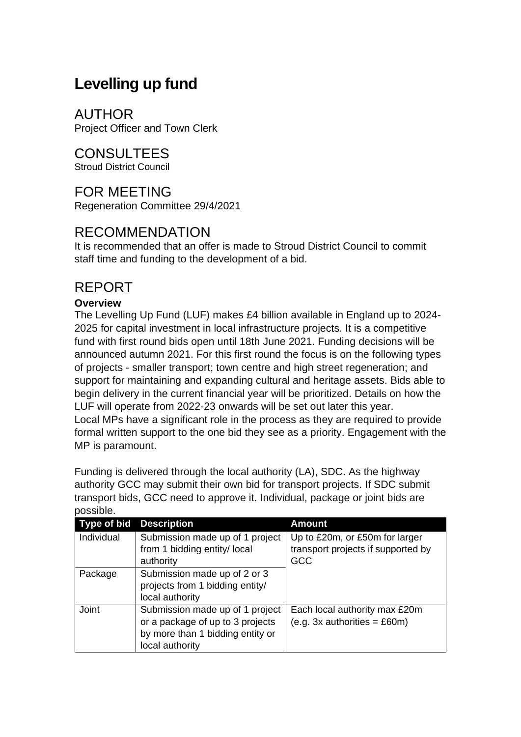# Levelling up fund

## AUTHOR

Project Officer and Town Clerk

## CONSULTEES

Stroud District Council

## FOR MEETING

Regeneration Committee 29/4/2021

## RECOMMENDATION

It is recommended that an offer is made to Stroud District Council to commit staff time and funding to the development of a bid.

## REPORT

**Overview**

The Levelling Up Fund (LUF) makes £4 billion available in England up to 2024-2025 for capital investment in local infrastructure projects. It is a competitive fund with first round bids open until 18th June 2021. Funding decisions will be announced autumn 2021. For this first round the focus is on the following types of projects - smaller transport; town centre and high street regeneration; and support for maintaining and expanding cultural and heritage assets. Bids able to begin delivery in the current financial year will be prioritized. Details on how the LUF will operate from 2022-23 onwards will be set out later this year.

Local MPs have a significant role in the process as they are required to provide formal written support to the one bid they see as a priority. Engagement with the MP is paramount.

Funding is delivered through the local authority (LA), SDC. As the highway authority GCC may submit their own bid for transport projects. If SDC submit transport bids, GCC need to approve it. Individual, package or joint bids are possible.

| Type of bid | Description | Amount |
|---|---|---|
| Individual | Submission made up of 1 project from 1 bidding entity/ local authority | Up to £20m, or £50m for larger transport projects if supported by GCC |
| Package | Submission made up of 2 or 3 projects from 1 bidding entity/ local authority | |
| Joint | Submission made up of 1 project or a package of up to 3 projects by more than 1 bidding entity or local authority | Each local authority max £20m (e.g. 3x authorities = £60m) |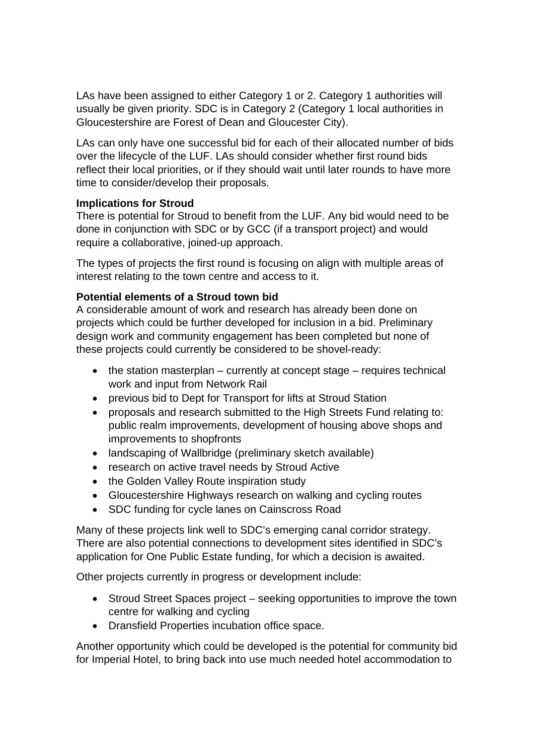LAs have been assigned to either Category 1 or 2. Category 1 authorities will usually be given priority. SDC is in Category 2 (Category 1 local authorities in Gloucestershire are Forest of Dean and Gloucester City).

LAs can only have one successful bid for each of their allocated number of bids over the lifecycle of the LUF. LAs should consider whether first round bids reflect their local priorities, or if they should wait until later rounds to have more time to consider/develop their proposals.

**Implications for Stroud**

There is potential for Stroud to benefit from the LUF. Any bid would need to be done in conjunction with SDC or by GCC (if a transport project) and would require a collaborative, joined-up approach.

The types of projects the first round is focusing on align with multiple areas of interest relating to the town centre and access to it.

**Potential elements of a Stroud town bid**

A considerable amount of work and research has already been done on projects which could be further developed for inclusion in a bid. Preliminary design work and community engagement has been completed but none of these projects could currently be considered to be shovel-ready:

- the station masterplan – currently at concept stage – requires technical work and input from Network Rail
- previous bid to Dept for Transport for lifts at Stroud Station
- proposals and research submitted to the High Streets Fund relating to: public realm improvements, development of housing above shops and improvements to shopfronts
- landscaping of Wallbridge (preliminary sketch available)
- research on active travel needs by Stroud Active
- the Golden Valley Route inspiration study
- Gloucestershire Highways research on walking and cycling routes
- SDC funding for cycle lanes on Cainscross Road

Many of these projects link well to SDC's emerging canal corridor strategy. There are also potential connections to development sites identified in SDC's application for One Public Estate funding, for which a decision is awaited.

Other projects currently in progress or development include:

- Stroud Street Spaces project – seeking opportunities to improve the town centre for walking and cycling
- Dransfield Properties incubation office space.

Another opportunity which could be developed is the potential for community bid for Imperial Hotel, to bring back into use much needed hotel accommodation to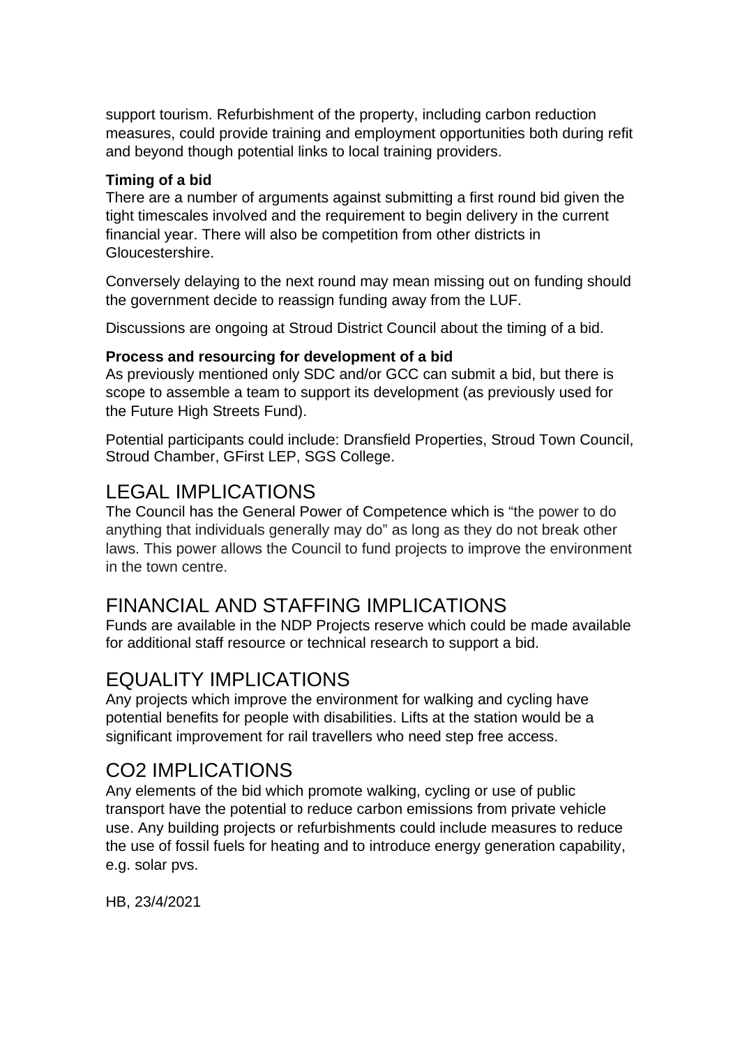support tourism. Refurbishment of the property, including carbon reduction measures, could provide training and employment opportunities both during refit and beyond though potential links to local training providers.

**Timing of a bid**

There are a number of arguments against submitting a first round bid given the tight timescales involved and the requirement to begin delivery in the current financial year. There will also be competition from other districts in Gloucestershire.

Conversely delaying to the next round may mean missing out on funding should the government decide to reassign funding away from the LUF.

Discussions are ongoing at Stroud District Council about the timing of a bid.

**Process and resourcing for development of a bid**

As previously mentioned only SDC and/or GCC can submit a bid, but there is scope to assemble a team to support its development (as previously used for the Future High Streets Fund).

Potential participants could include: Dransfield Properties, Stroud Town Council, Stroud Chamber, GFirst LEP, SGS College.

## LEGAL IMPLICATIONS

The Council has the General Power of Competence which is "the power to do anything that individuals generally may do" as long as they do not break other laws. This power allows the Council to fund projects to improve the environment in the town centre.

## FINANCIAL AND STAFFING IMPLICATIONS

Funds are available in the NDP Projects reserve which could be made available for additional staff resource or technical research to support a bid.

## EQUALITY IMPLICATIONS

Any projects which improve the environment for walking and cycling have potential benefits for people with disabilities. Lifts at the station would be a significant improvement for rail travellers who need step free access.

## CO2 IMPLICATIONS

Any elements of the bid which promote walking, cycling or use of public transport have the potential to reduce carbon emissions from private vehicle use. Any building projects or refurbishments could include measures to reduce the use of fossil fuels for heating and to introduce energy generation capability, e.g. solar pvs.

HB, 23/4/2021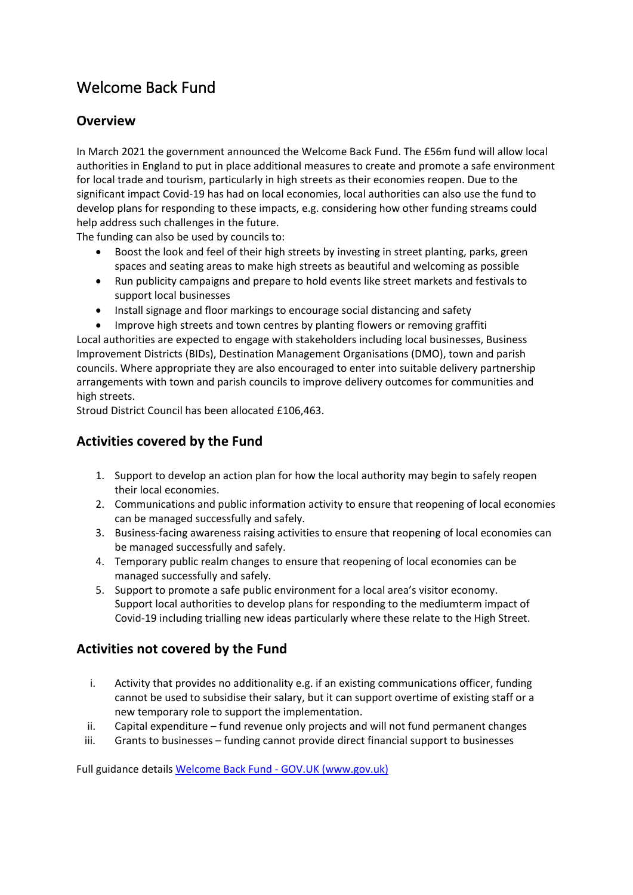# Welcome Back Fund

## Overview

In March 2021 the government announced the Welcome Back Fund. The £56m fund will allow local authorities in England to put in place additional measures to create and promote a safe environment for local trade and tourism, particularly in high streets as their economies reopen. Due to the significant impact Covid-19 has had on local economies, local authorities can also use the fund to develop plans for responding to these impacts, e.g. considering how other funding streams could help address such challenges in the future.

The funding can also be used by councils to:

- Boost the look and feel of their high streets by investing in street planting, parks, green spaces and seating areas to make high streets as beautiful and welcoming as possible
- Run publicity campaigns and prepare to hold events like street markets and festivals to support local businesses
- Install signage and floor markings to encourage social distancing and safety
- Improve high streets and town centres by planting flowers or removing graffiti

Local authorities are expected to engage with stakeholders including local businesses, Business Improvement Districts (BIDs), Destination Management Organisations (DMO), town and parish councils. Where appropriate they are also encouraged to enter into suitable delivery partnership arrangements with town and parish councils to improve delivery outcomes for communities and high streets.

Stroud District Council has been allocated £106,463.

## Activities covered by the Fund

1. Support to develop an action plan for how the local authority may begin to safely reopen their local economies.
2. Communications and public information activity to ensure that reopening of local economies can be managed successfully and safely.
3. Business-facing awareness raising activities to ensure that reopening of local economies can be managed successfully and safely.
4. Temporary public realm changes to ensure that reopening of local economies can be managed successfully and safely.
5. Support to promote a safe public environment for a local area's visitor economy. Support local authorities to develop plans for responding to the mediumterm impact of Covid-19 including trialling new ideas particularly where these relate to the High Street.

## Activities not covered by the Fund

i. Activity that provides no additionality e.g. if an existing communications officer, funding cannot be used to subsidise their salary, but it can support overtime of existing staff or a new temporary role to support the implementation.

ii. Capital expenditure – fund revenue only projects and will not fund permanent changes

iii. Grants to businesses – funding cannot provide direct financial support to businesses

Full guidance details [Welcome Back Fund - GOV.UK (www.gov.uk)]